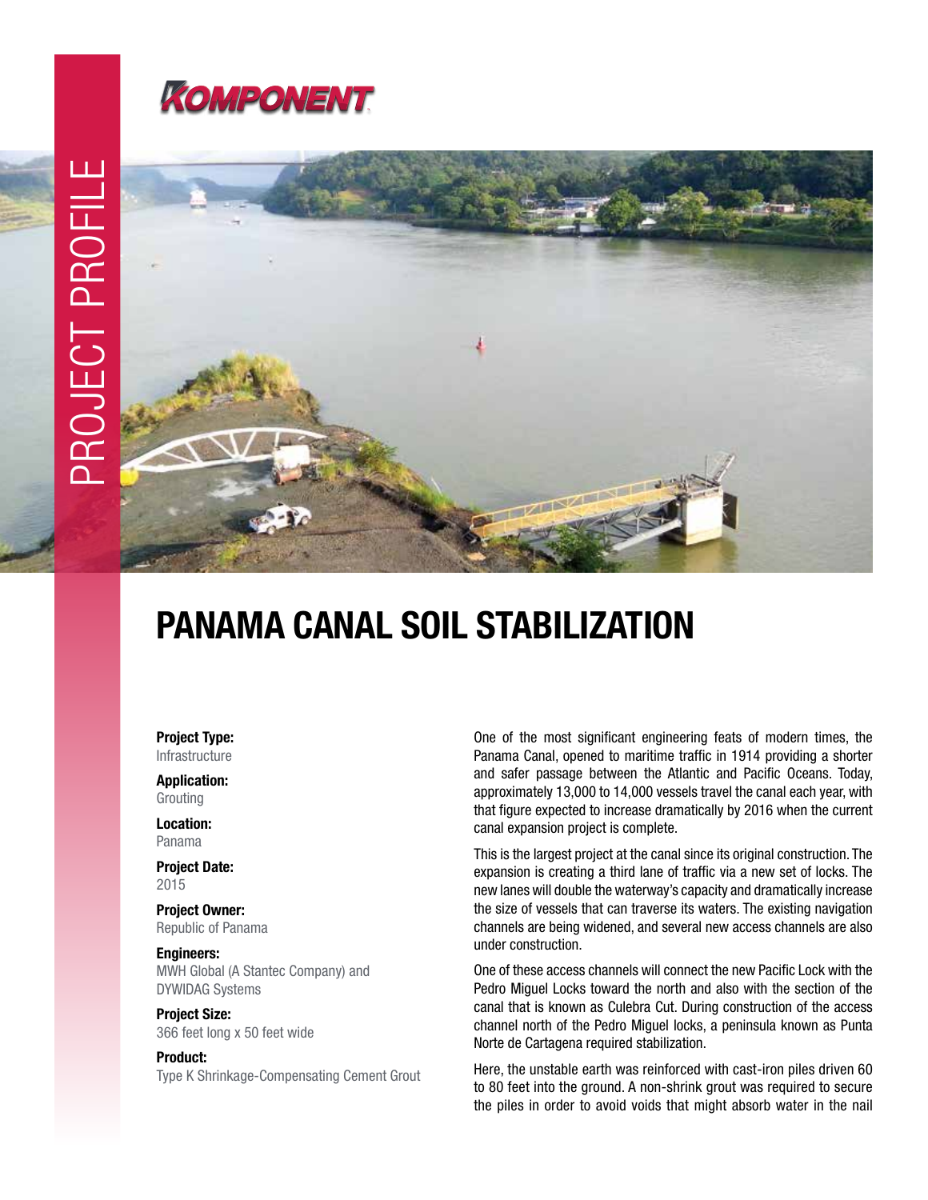KOMPONENT

PROJECT PROFILE

# PANAMA CANAL SOIL STABILIZATION

**Project Type:**
Infrastructure

**Application:**
Grouting

**Location:**
Panama

**Project Date:**
2015

**Project Owner:**
Republic of Panama

**Engineers:**
MWH Global (A Stantec Company) and DYWIDAG Systems

**Project Size:**
366 feet long x 50 feet wide

**Product:**
Type K Shrinkage-Compensating Cement Grout

One of the most significant engineering feats of modern times, the Panama Canal, opened to maritime traffic in 1914 providing a shorter and safer passage between the Atlantic and Pacific Oceans. Today, approximately 13,000 to 14,000 vessels travel the canal each year, with that figure expected to increase dramatically by 2016 when the current canal expansion project is complete.

This is the largest project at the canal since its original construction. The expansion is creating a third lane of traffic via a new set of locks. The new lanes will double the waterway's capacity and dramatically increase the size of vessels that can traverse its waters. The existing navigation channels are being widened, and several new access channels are also under construction.

One of these access channels will connect the new Pacific Lock with the Pedro Miguel Locks toward the north and also with the section of the canal that is known as Culebra Cut. During construction of the access channel north of the Pedro Miguel locks, a peninsula known as Punta Norte de Cartagena required stabilization.

Here, the unstable earth was reinforced with cast-iron piles driven 60 to 80 feet into the ground. A non-shrink grout was required to secure the piles in order to avoid voids that might absorb water in the nail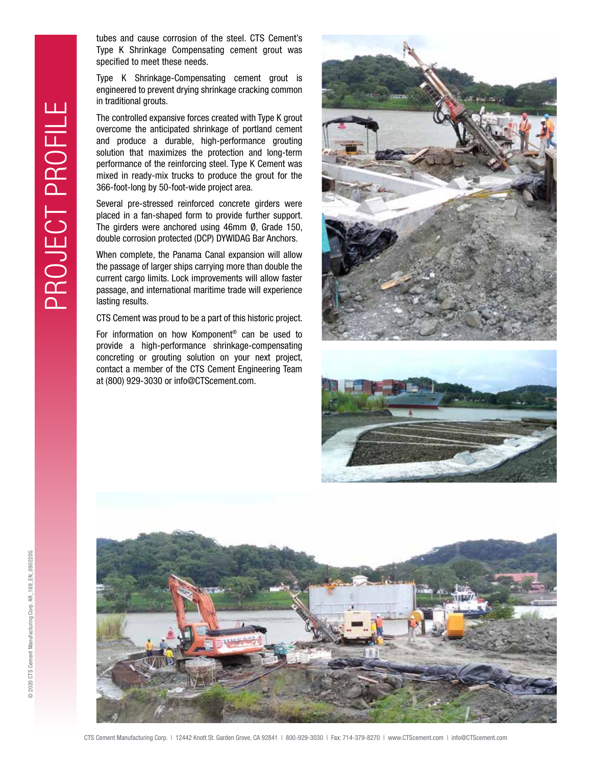tubes and cause corrosion of the steel. CTS Cement's Type K Shrinkage Compensating cement grout was specified to meet these needs.

Type K Shrinkage-Compensating cement grout is engineered to prevent drying shrinkage cracking common in traditional grouts.

The controlled expansive forces created with Type K grout overcome the anticipated shrinkage of portland cement and produce a durable, high-performance grouting solution that maximizes the protection and long-term performance of the reinforcing steel. Type K Cement was mixed in ready-mix trucks to produce the grout for the 366-foot-long by 50-foot-wide project area.

Several pre-stressed reinforced concrete girders were placed in a fan-shaped form to provide further support. The girders were anchored using 46mm Ø, Grade 150, double corrosion protected (DCP) DYWIDAG Bar Anchors.

When complete, the Panama Canal expansion will allow the passage of larger ships carrying more than double the current cargo limits. Lock improvements will allow faster passage, and international maritime trade will experience lasting results.

CTS Cement was proud to be a part of this historic project.

For information on how Komponent® can be used to provide a high-performance shrinkage-compensating concreting or grouting solution on your next project, contact a member of the CTS Cement Engineering Team at (800) 929-3030 or info@CTScement.com.